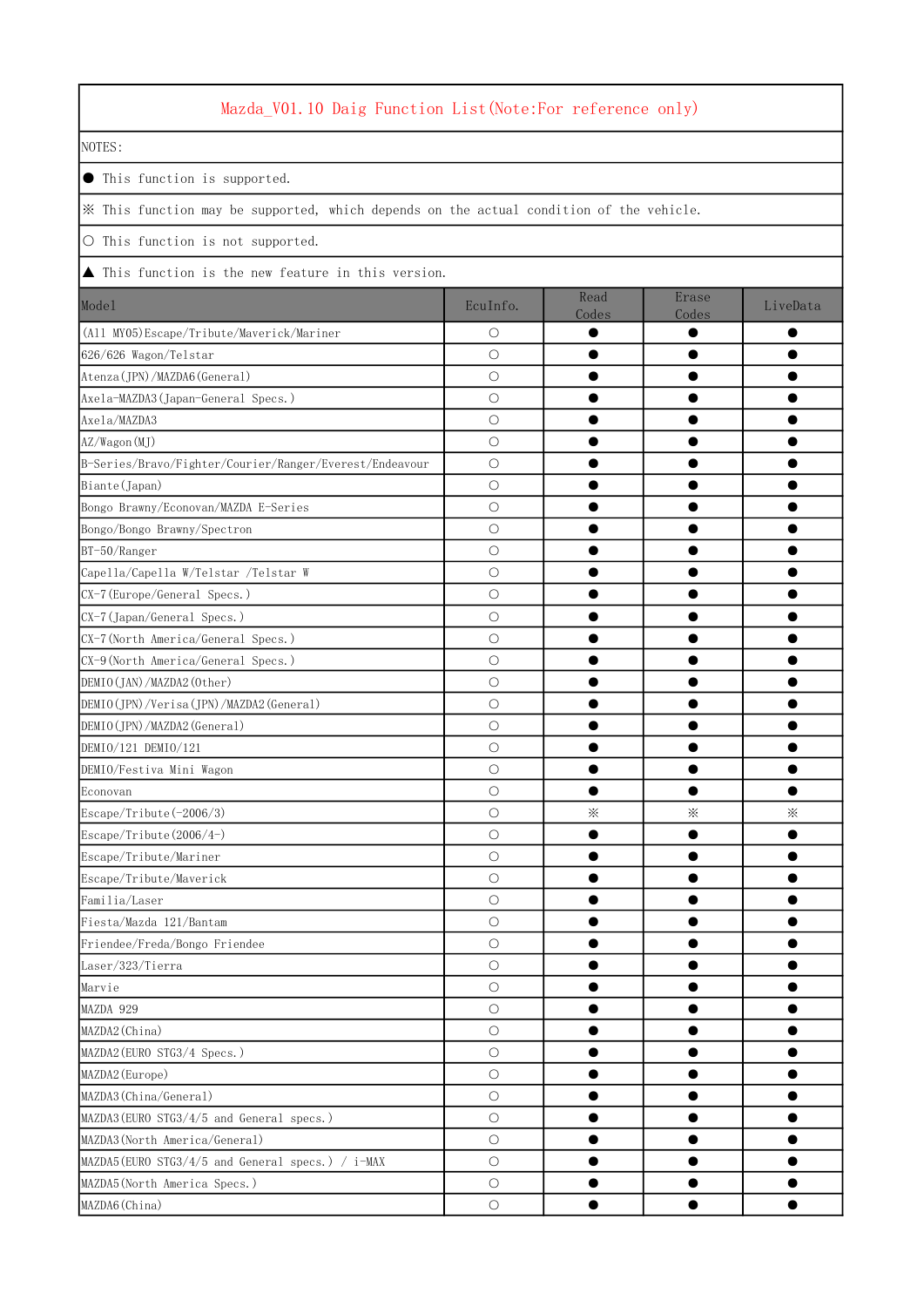# Mazda_V01.10 Daig Function List(Note:For reference only)

NOTES:

● This function is supported.

※ This function may be supported, which depends on the actual condition of the vehicle.

○ This function is not supported.

▲ This function is the new feature in this version.

| Model | EcuInfo. | Read Codes | Erase Codes | LiveData |
|---|---|---|---|---|
| (A11 MY05)Escape/Tribute/Maverick/Mariner | ○ | ● | ● | ● |
| 626/626 Wagon/Telstar | ○ | ● | ● | ● |
| Atenza(JPN)/MAZDA6(General) | ○ | ● | ● | ● |
| Axela-MAZDA3(Japan-General Specs.) | ○ | ● | ● | ● |
| Axela/MAZDA3 | ○ | ● | ● | ● |
| AZ/Wagon(MJ) | ○ | ● | ● | ● |
| B-Series/Bravo/Fighter/Courier/Ranger/Everest/Endeavour | ○ | ● | ● | ● |
| Biante(Japan) | ○ | ● | ● | ● |
| Bongo Brawny/Econovan/MAZDA E-Series | ○ | ● | ● | ● |
| Bongo/Bongo Brawny/Spectron | ○ | ● | ● | ● |
| BT-50/Ranger | ○ | ● | ● | ● |
| Capella/Capella W/Telstar /Telstar W | ○ | ● | ● | ● |
| CX-7(Europe/General Specs.) | ○ | ● | ● | ● |
| CX-7(Japan/General Specs.) | ○ | ● | ● | ● |
| CX-7(North America/General Specs.) | ○ | ● | ● | ● |
| CX-9(North America/General Specs.) | ○ | ● | ● | ● |
| DEMIO(JAN)/MAZDA2(Other) | ○ | ● | ● | ● |
| DEMIO(JPN)/Verisa(JPN)/MAZDA2(General) | ○ | ● | ● | ● |
| DEMIO(JPN)/MAZDA2(General) | ○ | ● | ● | ● |
| DEMIO/121 DEMIO/121 | ○ | ● | ● | ● |
| DEMIO/Festiva Mini Wagon | ○ | ● | ● | ● |
| Econovan | ○ | ● | ● | ● |
| Escape/Tribute(-2006/3) | ○ | ※ | ※ | ※ |
| Escape/Tribute(2006/4-) | ○ | ● | ● | ● |
| Escape/Tribute/Mariner | ○ | ● | ● | ● |
| Escape/Tribute/Maverick | ○ | ● | ● | ● |
| Familia/Laser | ○ | ● | ● | ● |
| Fiesta/Mazda 121/Bantam | ○ | ● | ● | ● |
| Friendee/Freda/Bongo Friendee | ○ | ● | ● | ● |
| Laser/323/Tierra | ○ | ● | ● | ● |
| Marvie | ○ | ● | ● | ● |
| MAZDA 929 | ○ | ● | ● | ● |
| MAZDA2(China) | ○ | ● | ● | ● |
| MAZDA2(EURO STG3/4 Specs.) | ○ | ● | ● | ● |
| MAZDA2(Europe) | ○ | ● | ● | ● |
| MAZDA3(China/General) | ○ | ● | ● | ● |
| MAZDA3(EURO STG3/4/5 and General specs.) | ○ | ● | ● | ● |
| MAZDA3(North America/General) | ○ | ● | ● | ● |
| MAZDA5(EURO STG3/4/5 and General specs.) / i-MAX | ○ | ● | ● | ● |
| MAZDA5(North America Specs.) | ○ | ● | ● | ● |
| MAZDA6(China) | ○ | ● | ● | ● |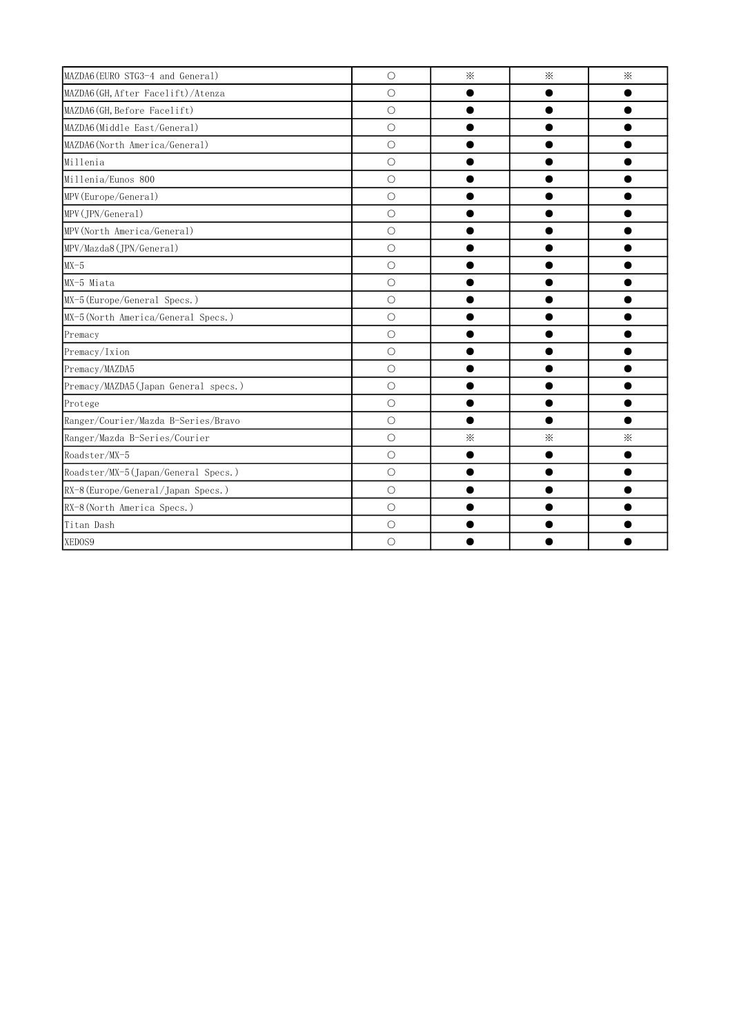| | | | | |
|---|---|---|---|---|
| MAZDA6(EURO STG3-4 and General) | ○ | ※ | ※ | ※ |
| MAZDA6(GH,After Facelift)/Atenza | ○ | ● | ● | ● |
| MAZDA6(GH,Before Facelift) | ○ | ● | ● | ● |
| MAZDA6(Middle East/General) | ○ | ● | ● | ● |
| MAZDA6(North America/General) | ○ | ● | ● | ● |
| Millenia | ○ | ● | ● | ● |
| Millenia/Eunos 800 | ○ | ● | ● | ● |
| MPV(Europe/General) | ○ | ● | ● | ● |
| MPV(JPN/General) | ○ | ● | ● | ● |
| MPV(North America/General) | ○ | ● | ● | ● |
| MPV/Mazda8(JPN/General) | ○ | ● | ● | ● |
| MX-5 | ○ | ● | ● | ● |
| MX-5 Miata | ○ | ● | ● | ● |
| MX-5(Europe/General Specs.) | ○ | ● | ● | ● |
| MX-5(North America/General Specs.) | ○ | ● | ● | ● |
| Premacy | ○ | ● | ● | ● |
| Premacy/Ixion | ○ | ● | ● | ● |
| Premacy/MAZDA5 | ○ | ● | ● | ● |
| Premacy/MAZDA5(Japan General specs.) | ○ | ● | ● | ● |
| Protege | ○ | ● | ● | ● |
| Ranger/Courier/Mazda B-Series/Bravo | ○ | ● | ● | ● |
| Ranger/Mazda B-Series/Courier | ○ | ※ | ※ | ※ |
| Roadster/MX-5 | ○ | ● | ● | ● |
| Roadster/MX-5(Japan/General Specs.) | ○ | ● | ● | ● |
| RX-8(Europe/General/Japan Specs.) | ○ | ● | ● | ● |
| RX-8(North America Specs.) | ○ | ● | ● | ● |
| Titan Dash | ○ | ● | ● | ● |
| XEDOS9 | ○ | ● | ● | ● |